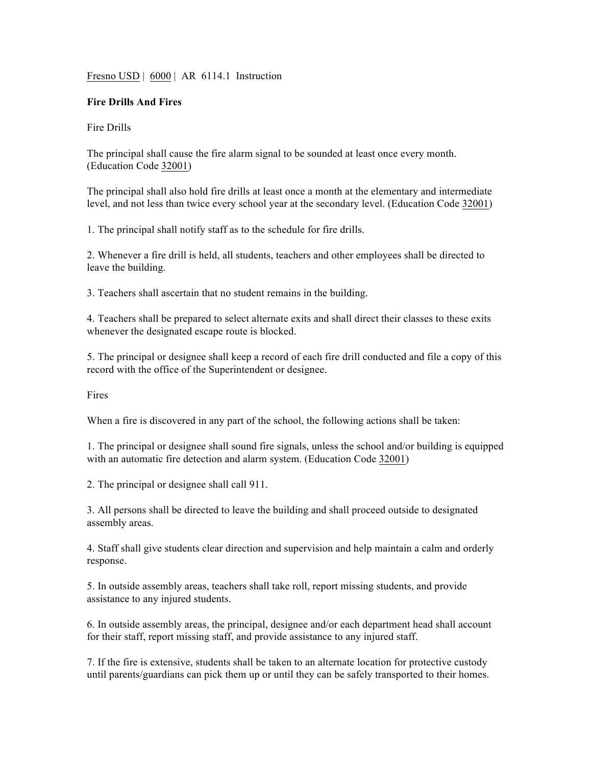Fresno USD | 6000 | AR 6114.1 Instruction

# Fire Drills And Fires

## Fire Drills

The principal shall cause the fire alarm signal to be sounded at least once every month. (Education Code 32001)

The principal shall also hold fire drills at least once a month at the elementary and intermediate level, and not less than twice every school year at the secondary level. (Education Code 32001)

1. The principal shall notify staff as to the schedule for fire drills.

2. Whenever a fire drill is held, all students, teachers and other employees shall be directed to leave the building.

3. Teachers shall ascertain that no student remains in the building.

4. Teachers shall be prepared to select alternate exits and shall direct their classes to these exits whenever the designated escape route is blocked.

5. The principal or designee shall keep a record of each fire drill conducted and file a copy of this record with the office of the Superintendent or designee.

## Fires

When a fire is discovered in any part of the school, the following actions shall be taken:

1. The principal or designee shall sound fire signals, unless the school and/or building is equipped with an automatic fire detection and alarm system. (Education Code 32001)

2. The principal or designee shall call 911.

3. All persons shall be directed to leave the building and shall proceed outside to designated assembly areas.

4. Staff shall give students clear direction and supervision and help maintain a calm and orderly response.

5. In outside assembly areas, teachers shall take roll, report missing students, and provide assistance to any injured students.

6. In outside assembly areas, the principal, designee and/or each department head shall account for their staff, report missing staff, and provide assistance to any injured staff.

7. If the fire is extensive, students shall be taken to an alternate location for protective custody until parents/guardians can pick them up or until they can be safely transported to their homes.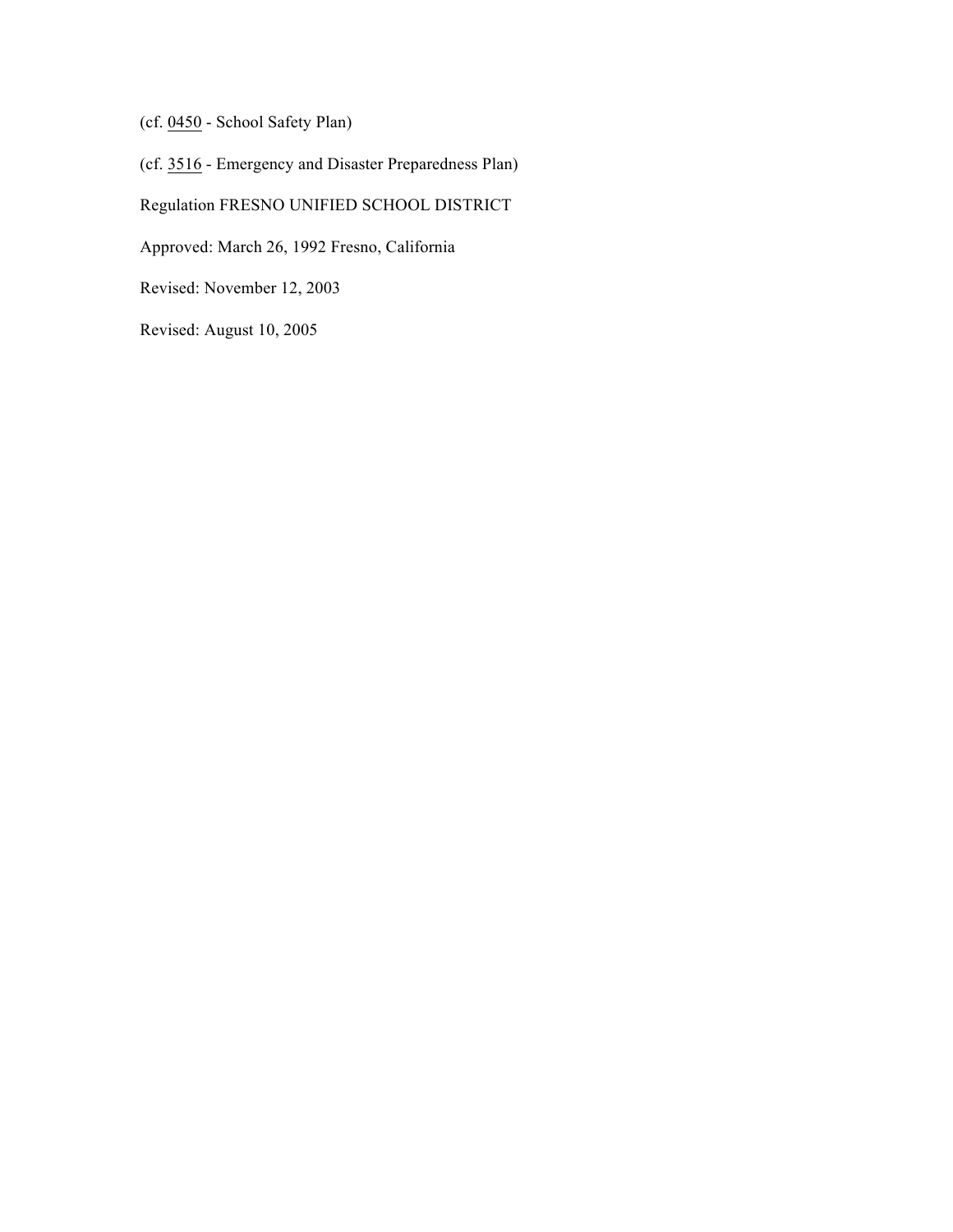(cf. 0450 - School Safety Plan)

(cf. 3516 - Emergency and Disaster Preparedness Plan)

Regulation FRESNO UNIFIED SCHOOL DISTRICT

Approved: March 26, 1992 Fresno, California

Revised: November 12, 2003

Revised: August 10, 2005